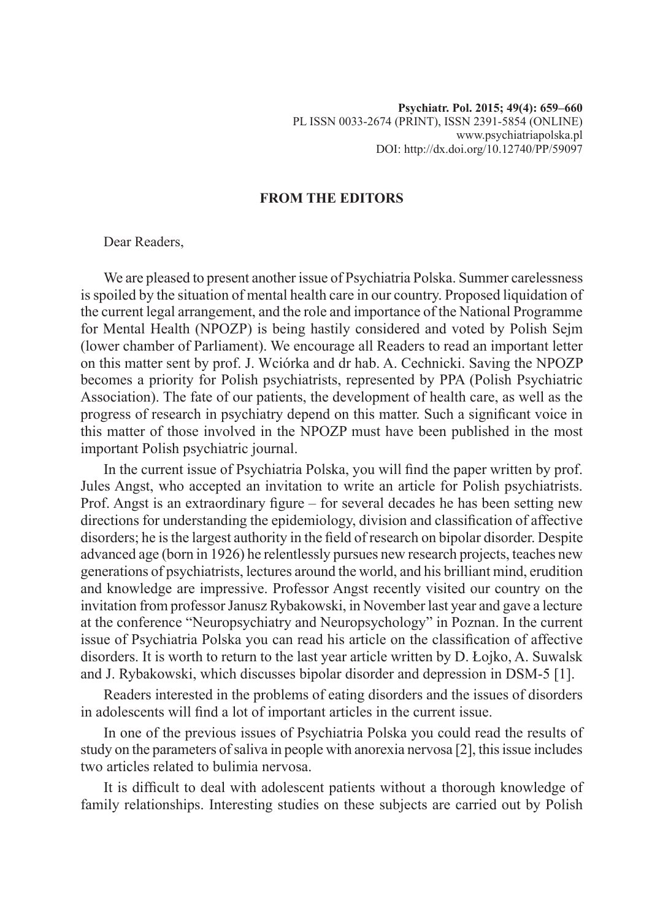## FROM THE EDITORS

Dear Readers,

We are pleased to present another issue of Psychiatria Polska. Summer carelessness is spoiled by the situation of mental health care in our country. Proposed liquidation of the current legal arrangement, and the role and importance of the National Programme for Mental Health (NPOZP) is being hastily considered and voted by Polish Sejm (lower chamber of Parliament). We encourage all Readers to read an important letter on this matter sent by prof. J. Wciórka and dr hab. A. Cechnicki. Saving the NPOZP becomes a priority for Polish psychiatrists, represented by PPA (Polish Psychiatric Association). The fate of our patients, the development of health care, as well as the progress of research in psychiatry depend on this matter. Such a significant voice in this matter of those involved in the NPOZP must have been published in the most important Polish psychiatric journal.

In the current issue of Psychiatria Polska, you will find the paper written by prof. Jules Angst, who accepted an invitation to write an article for Polish psychiatrists. Prof. Angst is an extraordinary figure – for several decades he has been setting new directions for understanding the epidemiology, division and classification of affective disorders; he is the largest authority in the field of research on bipolar disorder. Despite advanced age (born in 1926) he relentlessly pursues new research projects, teaches new generations of psychiatrists, lectures around the world, and his brilliant mind, erudition and knowledge are impressive. Professor Angst recently visited our country on the invitation from professor Janusz Rybakowski, in November last year and gave a lecture at the conference "Neuropsychiatry and Neuropsychology" in Poznan. In the current issue of Psychiatria Polska you can read his article on the classification of affective disorders. It is worth to return to the last year article written by D. Łojko, A. Suwalsk and J. Rybakowski, which discusses bipolar disorder and depression in DSM-5 [1].

Readers interested in the problems of eating disorders and the issues of disorders in adolescents will find a lot of important articles in the current issue.

In one of the previous issues of Psychiatria Polska you could read the results of study on the parameters of saliva in people with anorexia nervosa [2], this issue includes two articles related to bulimia nervosa.

It is difficult to deal with adolescent patients without a thorough knowledge of family relationships. Interesting studies on these subjects are carried out by Polish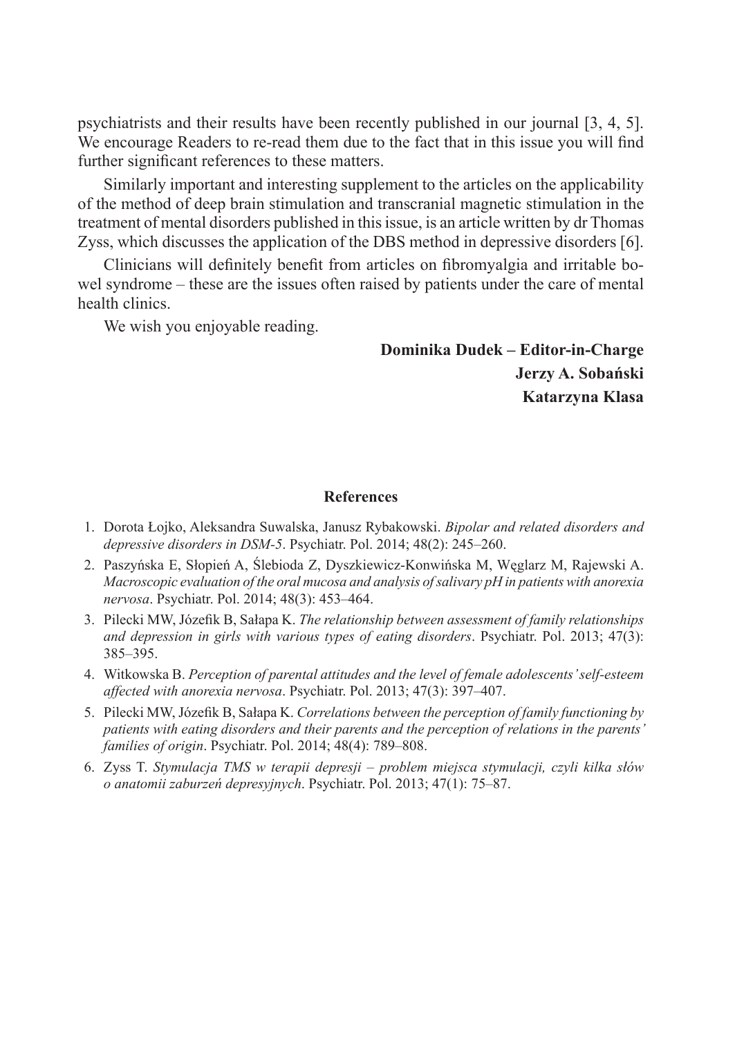psychiatrists and their results have been recently published in our journal [3, 4, 5]. We encourage Readers to re-read them due to the fact that in this issue you will find further significant references to these matters.

Similarly important and interesting supplement to the articles on the applicability of the method of deep brain stimulation and transcranial magnetic stimulation in the treatment of mental disorders published in this issue, is an article written by dr Thomas Zyss, which discusses the application of the DBS method in depressive disorders [6].

Clinicians will definitely benefit from articles on fibromyalgia and irritable bowel syndrome – these are the issues often raised by patients under the care of mental health clinics.

We wish you enjoyable reading.

**Dominika Dudek – Editor-in-Charge**
**Jerzy A. Sobański**
**Katarzyna Klasa**

## References

1. Dorota Łojko, Aleksandra Suwalska, Janusz Rybakowski. *Bipolar and related disorders and depressive disorders in DSM-5*. Psychiatr. Pol. 2014; 48(2): 245–260.
2. Paszyńska E, Słopień A, Ślebioda Z, Dyszkiewicz-Konwińska M, Węglarz M, Rajewski A. *Macroscopic evaluation of the oral mucosa and analysis of salivary pH in patients with anorexia nervosa*. Psychiatr. Pol. 2014; 48(3): 453–464.
3. Pilecki MW, Józefik B, Sałapa K. *The relationship between assessment of family relationships and depression in girls with various types of eating disorders*. Psychiatr. Pol. 2013; 47(3): 385–395.
4. Witkowska B. *Perception of parental attitudes and the level of female adolescents' self-esteem affected with anorexia nervosa*. Psychiatr. Pol. 2013; 47(3): 397–407.
5. Pilecki MW, Józefik B, Sałapa K. *Correlations between the perception of family functioning by patients with eating disorders and their parents and the perception of relations in the parents' families of origin*. Psychiatr. Pol. 2014; 48(4): 789–808.
6. Zyss T. *Stymulacja TMS w terapii depresji – problem miejsca stymulacji, czyli kilka słów o anatomii zaburzeń depresyjnych*. Psychiatr. Pol. 2013; 47(1): 75–87.